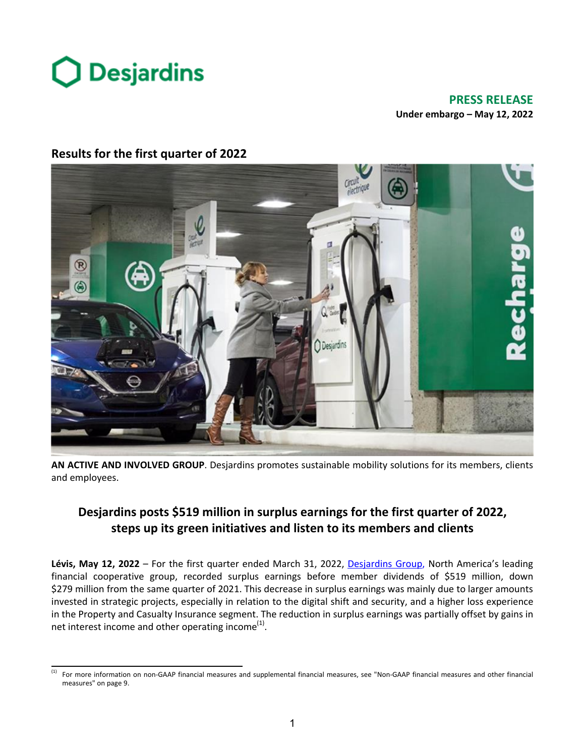**PRESS RELEASE**
**Under embargo – May 12, 2022**

## Results for the first quarter of 2022

**AN ACTIVE AND INVOLVED GROUP**. Desjardins promotes sustainable mobility solutions for its members, clients and employees.

# Desjardins posts $519 million in surplus earnings for the first quarter of 2022, steps up its green initiatives and listen to its members and clients

**Lévis, May 12, 2022** – For the first quarter ended March 31, 2022, Desjardins Group, North America's leading financial cooperative group, recorded surplus earnings before member dividends of $519 million, down $279 million from the same quarter of 2021. This decrease in surplus earnings was mainly due to larger amounts invested in strategic projects, especially in relation to the digital shift and security, and a higher loss experience in the Property and Casualty Insurance segment. The reduction in surplus earnings was partially offset by gains in net interest income and other operating income[1].

[1] For more information on non-GAAP financial measures and supplemental financial measures, see "Non-GAAP financial measures and other financial measures" on page 9.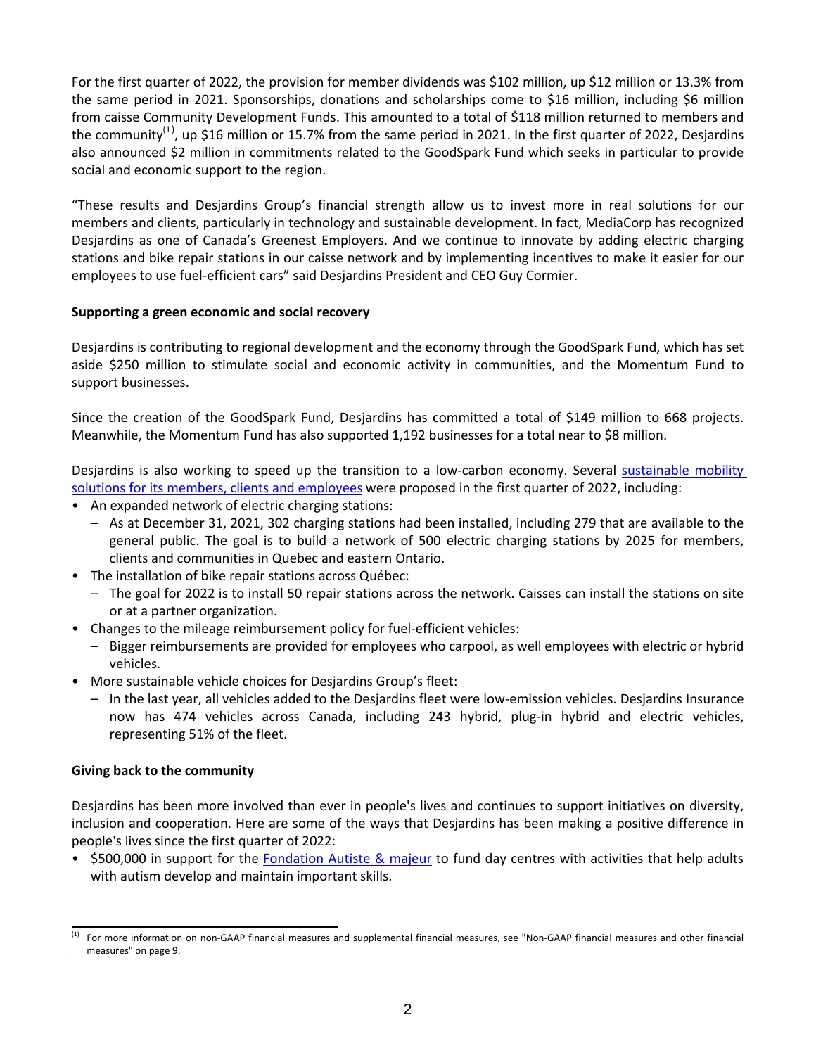For the first quarter of 2022, the provision for member dividends was $102 million, up $12 million or 13.3% from the same period in 2021. Sponsorships, donations and scholarships come to $16 million, including $6 million from caisse Community Development Funds. This amounted to a total of $118 million returned to members and the community[1], up $16 million or 15.7% from the same period in 2021. In the first quarter of 2022, Desjardins also announced $2 million in commitments related to the GoodSpark Fund which seeks in particular to provide social and economic support to the region.

"These results and Desjardins Group's financial strength allow us to invest more in real solutions for our members and clients, particularly in technology and sustainable development. In fact, MediaCorp has recognized Desjardins as one of Canada's Greenest Employers. And we continue to innovate by adding electric charging stations and bike repair stations in our caisse network and by implementing incentives to make it easier for our employees to use fuel-efficient cars" said Desjardins President and CEO Guy Cormier.

**Supporting a green economic and social recovery**

Desjardins is contributing to regional development and the economy through the GoodSpark Fund, which has set aside $250 million to stimulate social and economic activity in communities, and the Momentum Fund to support businesses.

Since the creation of the GoodSpark Fund, Desjardins has committed a total of $149 million to 668 projects. Meanwhile, the Momentum Fund has also supported 1,192 businesses for a total near to $8 million.

Desjardins is also working to speed up the transition to a low-carbon economy. Several sustainable mobility solutions for its members, clients and employees were proposed in the first quarter of 2022, including:

- An expanded network of electric charging stations:
  - As at December 31, 2021, 302 charging stations had been installed, including 279 that are available to the general public. The goal is to build a network of 500 electric charging stations by 2025 for members, clients and communities in Quebec and eastern Ontario.
- The installation of bike repair stations across Québec:
  - The goal for 2022 is to install 50 repair stations across the network. Caisses can install the stations on site or at a partner organization.
- Changes to the mileage reimbursement policy for fuel-efficient vehicles:
  - Bigger reimbursements are provided for employees who carpool, as well employees with electric or hybrid vehicles.
- More sustainable vehicle choices for Desjardins Group's fleet:
  - In the last year, all vehicles added to the Desjardins fleet were low-emission vehicles. Desjardins Insurance now has 474 vehicles across Canada, including 243 hybrid, plug-in hybrid and electric vehicles, representing 51% of the fleet.

**Giving back to the community**

Desjardins has been more involved than ever in people's lives and continues to support initiatives on diversity, inclusion and cooperation. Here are some of the ways that Desjardins has been making a positive difference in people's lives since the first quarter of 2022:

- $500,000 in support for the Fondation Autiste & majeur to fund day centres with activities that help adults with autism develop and maintain important skills.

[1] For more information on non-GAAP financial measures and supplemental financial measures, see "Non-GAAP financial measures and other financial measures" on page 9.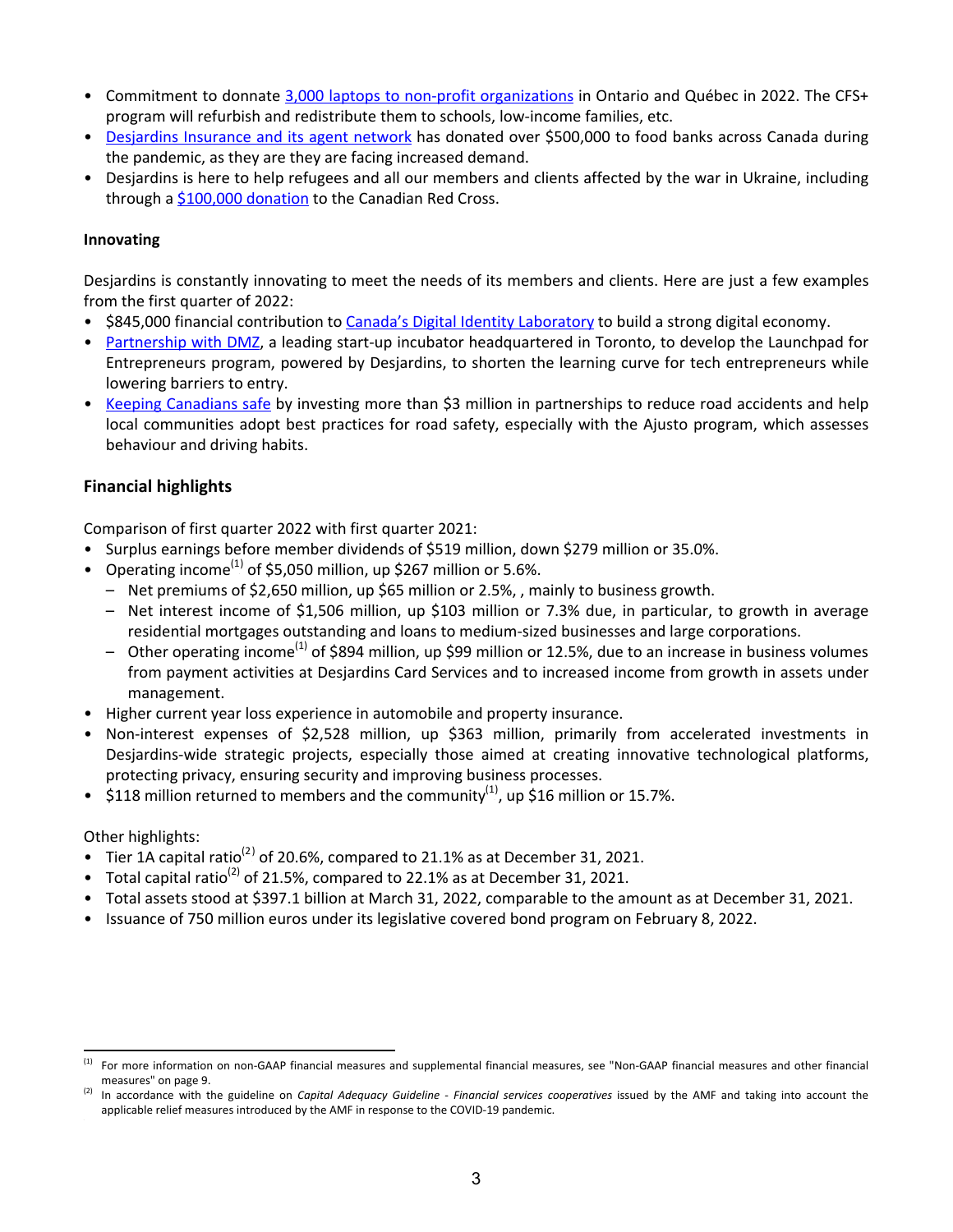- Commitment to donnate 3,000 laptops to non-profit organizations in Ontario and Québec in 2022. The CFS+ program will refurbish and redistribute them to schools, low-income families, etc.
- Desjardins Insurance and its agent network has donated over $500,000 to food banks across Canada during the pandemic, as they are they are facing increased demand.
- Desjardins is here to help refugees and all our members and clients affected by the war in Ukraine, including through a $100,000 donation to the Canadian Red Cross.

**Innovating**

Desjardins is constantly innovating to meet the needs of its members and clients. Here are just a few examples from the first quarter of 2022:

- $845,000 financial contribution to Canada's Digital Identity Laboratory to build a strong digital economy.
- Partnership with DMZ, a leading start-up incubator headquartered in Toronto, to develop the Launchpad for Entrepreneurs program, powered by Desjardins, to shorten the learning curve for tech entrepreneurs while lowering barriers to entry.
- Keeping Canadians safe by investing more than $3 million in partnerships to reduce road accidents and help local communities adopt best practices for road safety, especially with the Ajusto program, which assesses behaviour and driving habits.

## Financial highlights

Comparison of first quarter 2022 with first quarter 2021:

- Surplus earnings before member dividends of $519 million, down $279 million or 35.0%.
- Operating income[1] of $5,050 million, up $267 million or 5.6%.
  - Net premiums of $2,650 million, up $65 million or 2.5%, , mainly to business growth.
  - Net interest income of $1,506 million, up $103 million or 7.3% due, in particular, to growth in average residential mortgages outstanding and loans to medium-sized businesses and large corporations.
  - Other operating income[1] of $894 million, up $99 million or 12.5%, due to an increase in business volumes from payment activities at Desjardins Card Services and to increased income from growth in assets under management.
- Higher current year loss experience in automobile and property insurance.
- Non-interest expenses of $2,528 million, up $363 million, primarily from accelerated investments in Desjardins-wide strategic projects, especially those aimed at creating innovative technological platforms, protecting privacy, ensuring security and improving business processes.
- $118 million returned to members and the community[1], up $16 million or 15.7%.

Other highlights:

- Tier 1A capital ratio[2] of 20.6%, compared to 21.1% as at December 31, 2021.
- Total capital ratio[2] of 21.5%, compared to 22.1% as at December 31, 2021.
- Total assets stood at $397.1 billion at March 31, 2022, comparable to the amount as at December 31, 2021.
- Issuance of 750 million euros under its legislative covered bond program on February 8, 2022.

---

[1] For more information on non-GAAP financial measures and supplemental financial measures, see "Non-GAAP financial measures and other financial measures" on page 9.

[2] In accordance with the guideline on *Capital Adequacy Guideline - Financial services cooperatives* issued by the AMF and taking into account the applicable relief measures introduced by the AMF in response to the COVID-19 pandemic.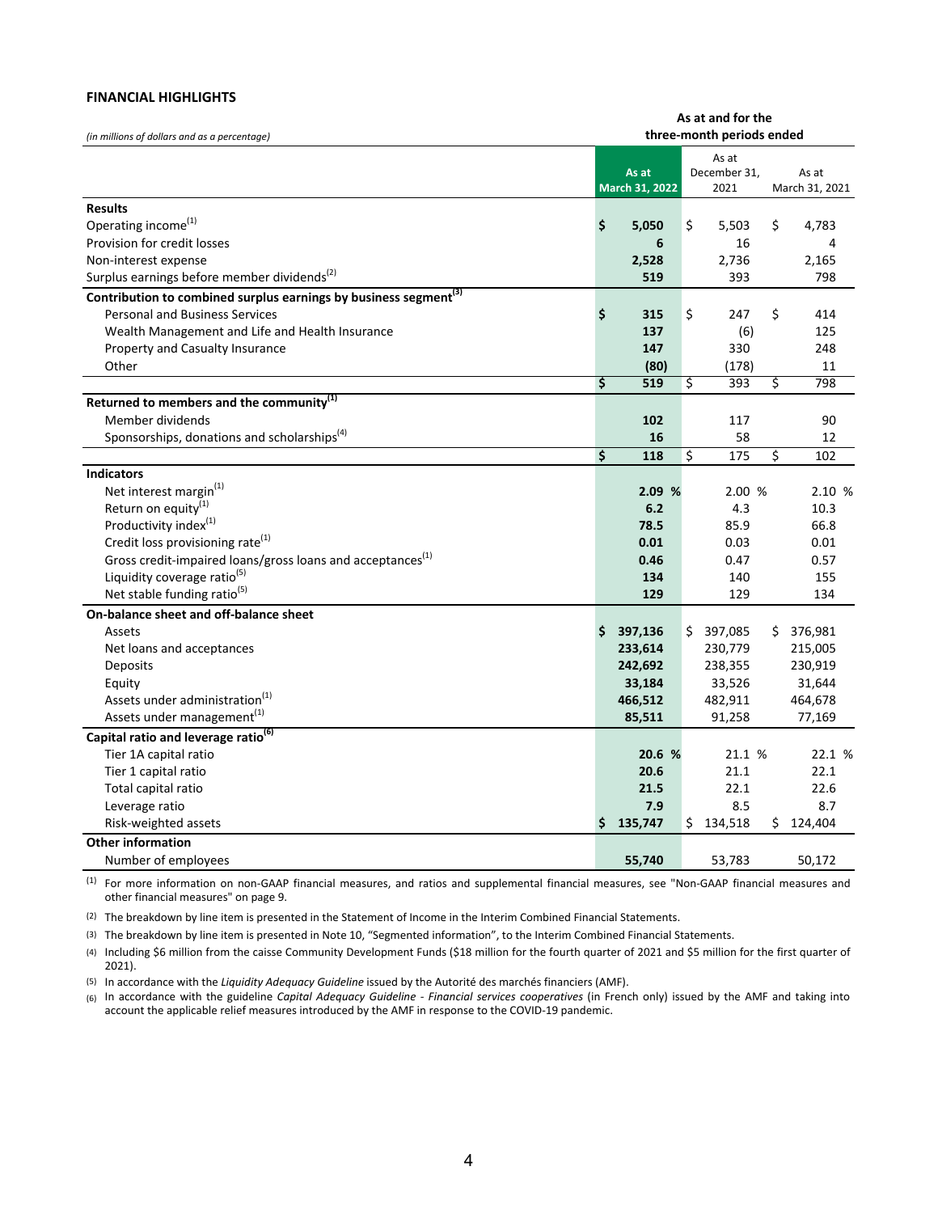**FINANCIAL HIGHLIGHTS**

| *(in millions of dollars and as a percentage)* | As at and for the three-month periods ended | | |
|---|---|---|---|
| | **As at March 31, 2022** | As at December 31, 2021 | As at March 31, 2021 |
| **Results** | | | |
| Operating income[(1)] | **$ 5,050** | $ 5,503 | $ 4,783 |
| Provision for credit losses | **6** | 16 | 4 |
| Non-interest expense | **2,528** | 2,736 | 2,165 |
| Surplus earnings before member dividends[(2)] | **519** | 393 | 798 |
| **Contribution to combined surplus earnings by business segment[(3)]** | | | |
| Personal and Business Services | **$ 315** | $ 247 | $ 414 |
| Wealth Management and Life and Health Insurance | **137** | (6) | 125 |
| Property and Casualty Insurance | **147** | 330 | 248 |
| Other | **(80)** | (178) | 11 |
| | **$ 519** | $ 393 | $ 798 |
| **Returned to members and the community[(1)]** | | | |
| Member dividends | **102** | 117 | 90 |
| Sponsorships, donations and scholarships[(4)] | **16** | 58 | 12 |
| | **$ 118** | $ 175 | $ 102 |
| **Indicators** | | | |
| Net interest margin[(1)] | **2.09 %** | 2.00 % | 2.10 % |
| Return on equity[(1)] | **6.2** | 4.3 | 10.3 |
| Productivity index[(1)] | **78.5** | 85.9 | 66.8 |
| Credit loss provisioning rate[(1)] | **0.01** | 0.03 | 0.01 |
| Gross credit-impaired loans/gross loans and acceptances[(1)] | **0.46** | 0.47 | 0.57 |
| Liquidity coverage ratio[(5)] | **134** | 140 | 155 |
| Net stable funding ratio[(5)] | **129** | 129 | 134 |
| **On-balance sheet and off-balance sheet** | | | |
| Assets | **$ 397,136** | $ 397,085 | $ 376,981 |
| Net loans and acceptances | **233,614** | 230,779 | 215,005 |
| Deposits | **242,692** | 238,355 | 230,919 |
| Equity | **33,184** | 33,526 | 31,644 |
| Assets under administration[(1)] | **466,512** | 482,911 | 464,678 |
| Assets under management[(1)] | **85,511** | 91,258 | 77,169 |
| **Capital ratio and leverage ratio[(6)]** | | | |
| Tier 1A capital ratio | **20.6 %** | 21.1 % | 22.1 % |
| Tier 1 capital ratio | **20.6** | 21.1 | 22.1 |
| Total capital ratio | **21.5** | 22.1 | 22.6 |
| Leverage ratio | **7.9** | 8.5 | 8.7 |
| Risk-weighted assets | **$ 135,747** | $ 134,518 | $ 124,404 |
| **Other information** | | | |
| Number of employees | **55,740** | 53,783 | 50,172 |

(1) For more information on non-GAAP financial measures, and ratios and supplemental financial measures, see "Non-GAAP financial measures and other financial measures" on page 9.

(2) The breakdown by line item is presented in the Statement of Income in the Interim Combined Financial Statements.

(3) The breakdown by line item is presented in Note 10, "Segmented information", to the Interim Combined Financial Statements.

(4) Including $6 million from the caisse Community Development Funds ($18 million for the fourth quarter of 2021 and $5 million for the first quarter of 2021).

(5) In accordance with the *Liquidity Adequacy Guideline* issued by the Autorité des marchés financiers (AMF).

(6) In accordance with the guideline *Capital Adequacy Guideline - Financial services cooperatives* (in French only) issued by the AMF and taking into account the applicable relief measures introduced by the AMF in response to the COVID-19 pandemic.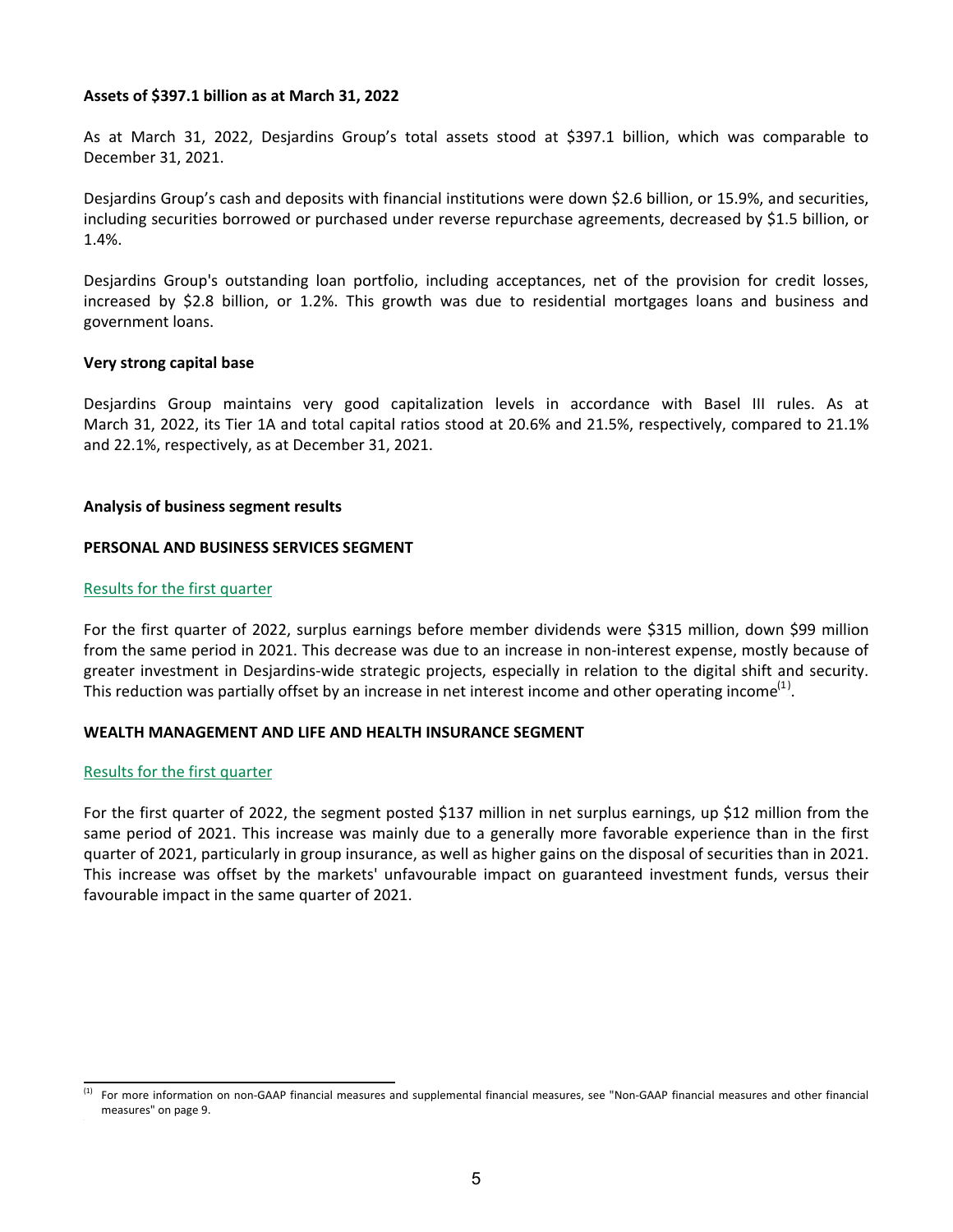**Assets of $397.1 billion as at March 31, 2022**

As at March 31, 2022, Desjardins Group's total assets stood at $397.1 billion, which was comparable to December 31, 2021.

Desjardins Group's cash and deposits with financial institutions were down $2.6 billion, or 15.9%, and securities, including securities borrowed or purchased under reverse repurchase agreements, decreased by $1.5 billion, or 1.4%.

Desjardins Group's outstanding loan portfolio, including acceptances, net of the provision for credit losses, increased by $2.8 billion, or 1.2%. This growth was due to residential mortgages loans and business and government loans.

**Very strong capital base**

Desjardins Group maintains very good capitalization levels in accordance with Basel III rules. As at March 31, 2022, its Tier 1A and total capital ratios stood at 20.6% and 21.5%, respectively, compared to 21.1% and 22.1%, respectively, as at December 31, 2021.

**Analysis of business segment results**

**PERSONAL AND BUSINESS SERVICES SEGMENT**

Results for the first quarter

For the first quarter of 2022, surplus earnings before member dividends were $315 million, down $99 million from the same period in 2021. This decrease was due to an increase in non-interest expense, mostly because of greater investment in Desjardins-wide strategic projects, especially in relation to the digital shift and security. This reduction was partially offset by an increase in net interest income and other operating income[1].

**WEALTH MANAGEMENT AND LIFE AND HEALTH INSURANCE SEGMENT**

Results for the first quarter

For the first quarter of 2022, the segment posted $137 million in net surplus earnings, up $12 million from the same period of 2021. This increase was mainly due to a generally more favorable experience than in the first quarter of 2021, particularly in group insurance, as well as higher gains on the disposal of securities than in 2021. This increase was offset by the markets' unfavourable impact on guaranteed investment funds, versus their favourable impact in the same quarter of 2021.

---

[1] For more information on non-GAAP financial measures and supplemental financial measures, see "Non-GAAP financial measures and other financial measures" on page 9.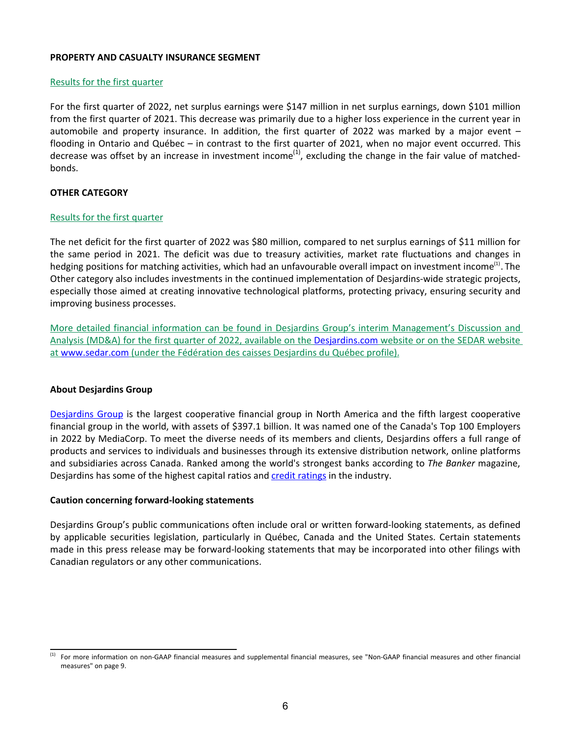**PROPERTY AND CASUALTY INSURANCE SEGMENT**

Results for the first quarter

For the first quarter of 2022, net surplus earnings were $147 million in net surplus earnings, down $101 million from the first quarter of 2021. This decrease was primarily due to a higher loss experience in the current year in automobile and property insurance. In addition, the first quarter of 2022 was marked by a major event – flooding in Ontario and Québec – in contrast to the first quarter of 2021, when no major event occurred. This decrease was offset by an increase in investment income[1], excluding the change in the fair value of matched-bonds.

**OTHER CATEGORY**

Results for the first quarter

The net deficit for the first quarter of 2022 was $80 million, compared to net surplus earnings of $11 million for the same period in 2021. The deficit was due to treasury activities, market rate fluctuations and changes in hedging positions for matching activities, which had an unfavourable overall impact on investment income[1]. The Other category also includes investments in the continued implementation of Desjardins-wide strategic projects, especially those aimed at creating innovative technological platforms, protecting privacy, ensuring security and improving business processes.

More detailed financial information can be found in Desjardins Group's interim Management's Discussion and Analysis (MD&A) for the first quarter of 2022, available on the Desjardins.com website or on the SEDAR website at www.sedar.com (under the Fédération des caisses Desjardins du Québec profile).

**About Desjardins Group**

Desjardins Group is the largest cooperative financial group in North America and the fifth largest cooperative financial group in the world, with assets of $397.1 billion. It was named one of the Canada's Top 100 Employers in 2022 by MediaCorp. To meet the diverse needs of its members and clients, Desjardins offers a full range of products and services to individuals and businesses through its extensive distribution network, online platforms and subsidiaries across Canada. Ranked among the world's strongest banks according to *The Banker* magazine, Desjardins has some of the highest capital ratios and credit ratings in the industry.

**Caution concerning forward-looking statements**

Desjardins Group's public communications often include oral or written forward-looking statements, as defined by applicable securities legislation, particularly in Québec, Canada and the United States. Certain statements made in this press release may be forward-looking statements that may be incorporated into other filings with Canadian regulators or any other communications.

---

[1] For more information on non-GAAP financial measures and supplemental financial measures, see "Non-GAAP financial measures and other financial measures" on page 9.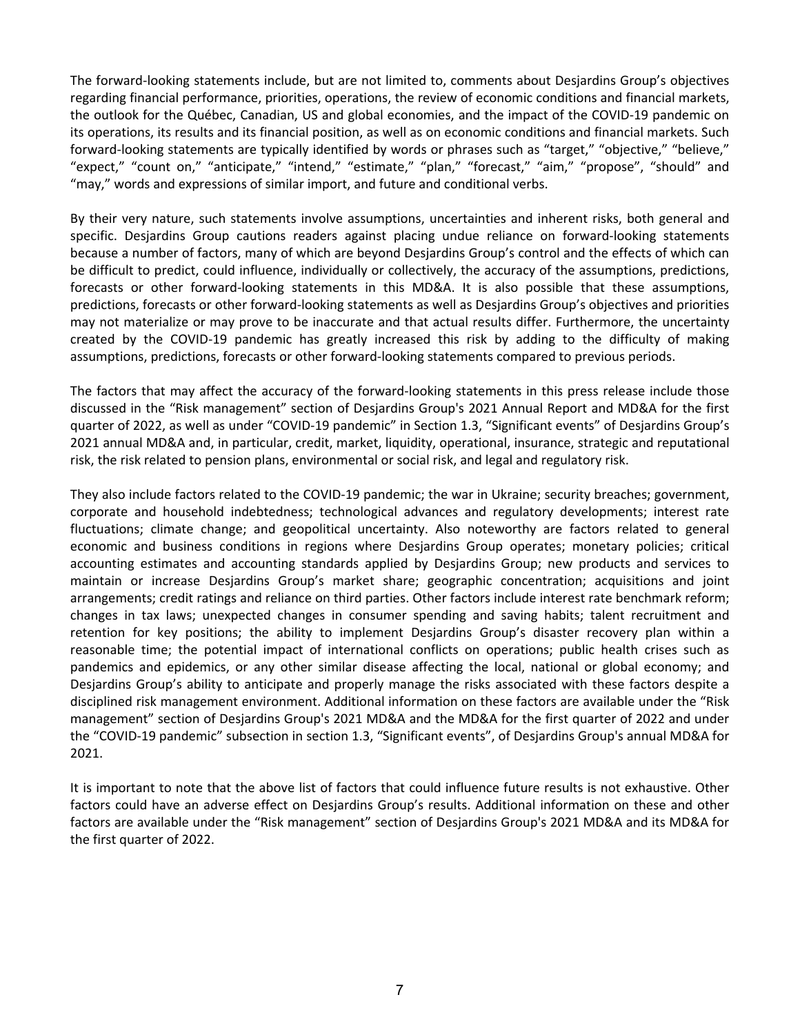The forward-looking statements include, but are not limited to, comments about Desjardins Group's objectives regarding financial performance, priorities, operations, the review of economic conditions and financial markets, the outlook for the Québec, Canadian, US and global economies, and the impact of the COVID-19 pandemic on its operations, its results and its financial position, as well as on economic conditions and financial markets. Such forward-looking statements are typically identified by words or phrases such as "target," "objective," "believe," "expect," "count on," "anticipate," "intend," "estimate," "plan," "forecast," "aim," "propose", "should" and "may," words and expressions of similar import, and future and conditional verbs.

By their very nature, such statements involve assumptions, uncertainties and inherent risks, both general and specific. Desjardins Group cautions readers against placing undue reliance on forward-looking statements because a number of factors, many of which are beyond Desjardins Group's control and the effects of which can be difficult to predict, could influence, individually or collectively, the accuracy of the assumptions, predictions, forecasts or other forward-looking statements in this MD&A. It is also possible that these assumptions, predictions, forecasts or other forward-looking statements as well as Desjardins Group's objectives and priorities may not materialize or may prove to be inaccurate and that actual results differ. Furthermore, the uncertainty created by the COVID-19 pandemic has greatly increased this risk by adding to the difficulty of making assumptions, predictions, forecasts or other forward-looking statements compared to previous periods.

The factors that may affect the accuracy of the forward-looking statements in this press release include those discussed in the "Risk management" section of Desjardins Group's 2021 Annual Report and MD&A for the first quarter of 2022, as well as under "COVID-19 pandemic" in Section 1.3, "Significant events" of Desjardins Group's 2021 annual MD&A and, in particular, credit, market, liquidity, operational, insurance, strategic and reputational risk, the risk related to pension plans, environmental or social risk, and legal and regulatory risk.

They also include factors related to the COVID-19 pandemic; the war in Ukraine; security breaches; government, corporate and household indebtedness; technological advances and regulatory developments; interest rate fluctuations; climate change; and geopolitical uncertainty. Also noteworthy are factors related to general economic and business conditions in regions where Desjardins Group operates; monetary policies; critical accounting estimates and accounting standards applied by Desjardins Group; new products and services to maintain or increase Desjardins Group's market share; geographic concentration; acquisitions and joint arrangements; credit ratings and reliance on third parties. Other factors include interest rate benchmark reform; changes in tax laws; unexpected changes in consumer spending and saving habits; talent recruitment and retention for key positions; the ability to implement Desjardins Group's disaster recovery plan within a reasonable time; the potential impact of international conflicts on operations; public health crises such as pandemics and epidemics, or any other similar disease affecting the local, national or global economy; and Desjardins Group's ability to anticipate and properly manage the risks associated with these factors despite a disciplined risk management environment. Additional information on these factors are available under the "Risk management" section of Desjardins Group's 2021 MD&A and the MD&A for the first quarter of 2022 and under the "COVID-19 pandemic" subsection in section 1.3, "Significant events", of Desjardins Group's annual MD&A for 2021.

It is important to note that the above list of factors that could influence future results is not exhaustive. Other factors could have an adverse effect on Desjardins Group's results. Additional information on these and other factors are available under the "Risk management" section of Desjardins Group's 2021 MD&A and its MD&A for the first quarter of 2022.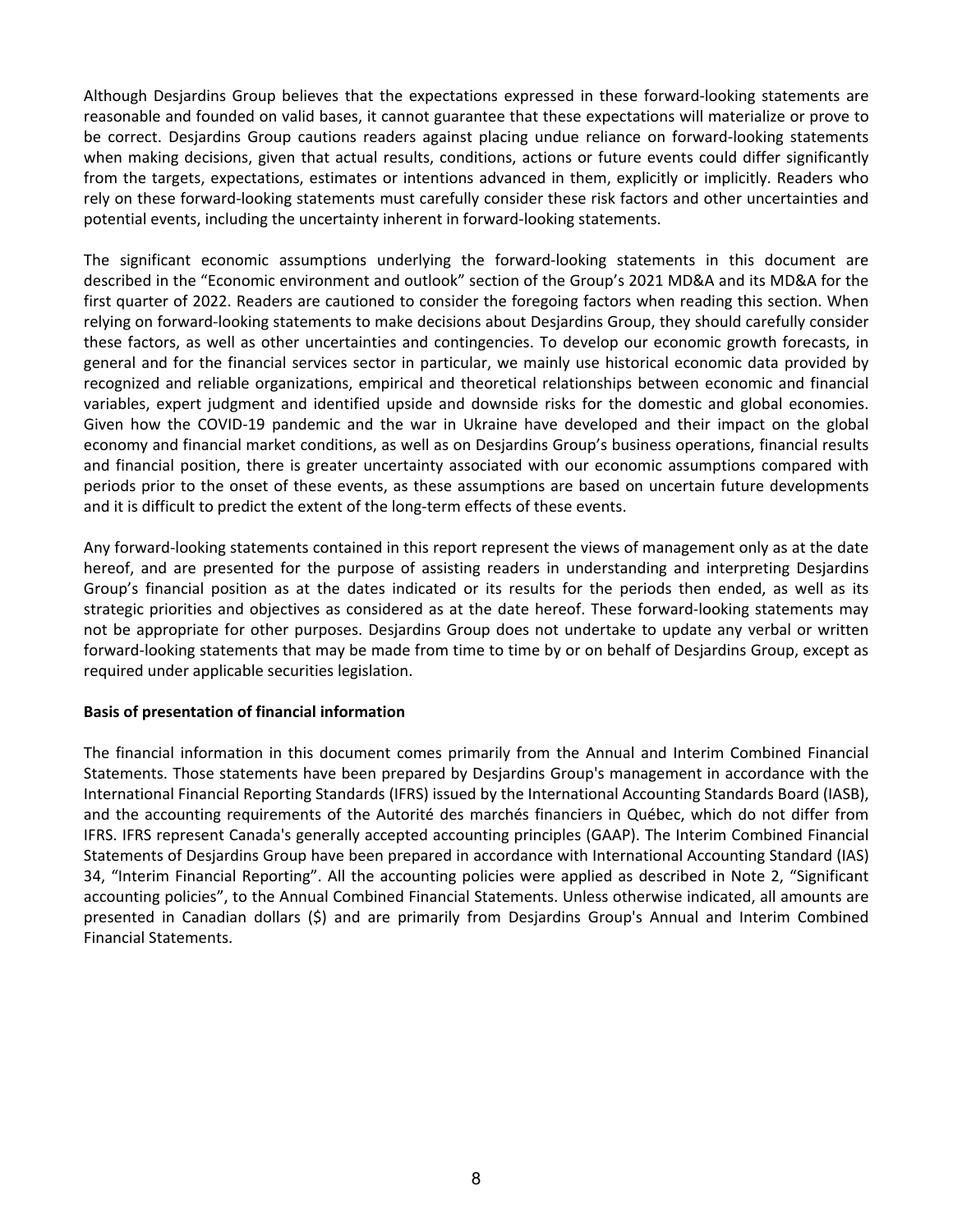Although Desjardins Group believes that the expectations expressed in these forward-looking statements are reasonable and founded on valid bases, it cannot guarantee that these expectations will materialize or prove to be correct. Desjardins Group cautions readers against placing undue reliance on forward-looking statements when making decisions, given that actual results, conditions, actions or future events could differ significantly from the targets, expectations, estimates or intentions advanced in them, explicitly or implicitly. Readers who rely on these forward-looking statements must carefully consider these risk factors and other uncertainties and potential events, including the uncertainty inherent in forward-looking statements.

The significant economic assumptions underlying the forward-looking statements in this document are described in the "Economic environment and outlook" section of the Group's 2021 MD&A and its MD&A for the first quarter of 2022. Readers are cautioned to consider the foregoing factors when reading this section. When relying on forward-looking statements to make decisions about Desjardins Group, they should carefully consider these factors, as well as other uncertainties and contingencies. To develop our economic growth forecasts, in general and for the financial services sector in particular, we mainly use historical economic data provided by recognized and reliable organizations, empirical and theoretical relationships between economic and financial variables, expert judgment and identified upside and downside risks for the domestic and global economies. Given how the COVID-19 pandemic and the war in Ukraine have developed and their impact on the global economy and financial market conditions, as well as on Desjardins Group's business operations, financial results and financial position, there is greater uncertainty associated with our economic assumptions compared with periods prior to the onset of these events, as these assumptions are based on uncertain future developments and it is difficult to predict the extent of the long-term effects of these events.

Any forward-looking statements contained in this report represent the views of management only as at the date hereof, and are presented for the purpose of assisting readers in understanding and interpreting Desjardins Group's financial position as at the dates indicated or its results for the periods then ended, as well as its strategic priorities and objectives as considered as at the date hereof. These forward-looking statements may not be appropriate for other purposes. Desjardins Group does not undertake to update any verbal or written forward-looking statements that may be made from time to time by or on behalf of Desjardins Group, except as required under applicable securities legislation.

**Basis of presentation of financial information**

The financial information in this document comes primarily from the Annual and Interim Combined Financial Statements. Those statements have been prepared by Desjardins Group's management in accordance with the International Financial Reporting Standards (IFRS) issued by the International Accounting Standards Board (IASB), and the accounting requirements of the Autorité des marchés financiers in Québec, which do not differ from IFRS. IFRS represent Canada's generally accepted accounting principles (GAAP). The Interim Combined Financial Statements of Desjardins Group have been prepared in accordance with International Accounting Standard (IAS) 34, "Interim Financial Reporting". All the accounting policies were applied as described in Note 2, "Significant accounting policies", to the Annual Combined Financial Statements. Unless otherwise indicated, all amounts are presented in Canadian dollars ($) and are primarily from Desjardins Group's Annual and Interim Combined Financial Statements.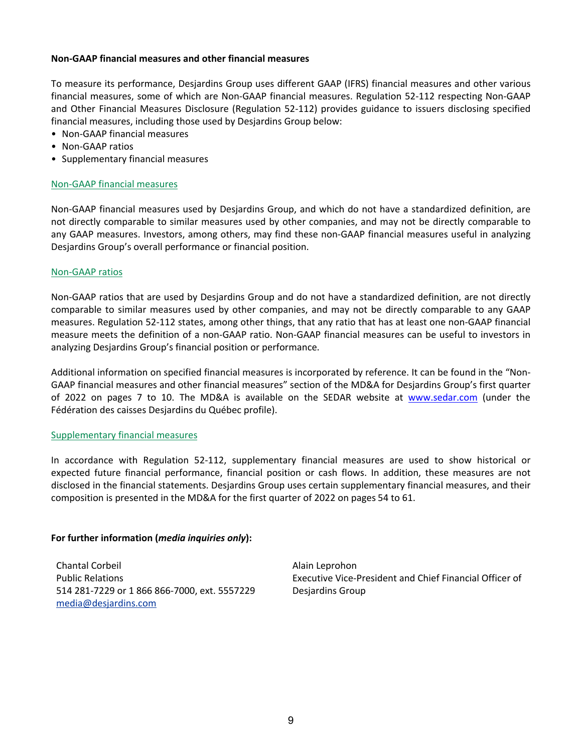**Non-GAAP financial measures and other financial measures**

To measure its performance, Desjardins Group uses different GAAP (IFRS) financial measures and other various financial measures, some of which are Non-GAAP financial measures. Regulation 52-112 respecting Non-GAAP and Other Financial Measures Disclosure (Regulation 52-112) provides guidance to issuers disclosing specified financial measures, including those used by Desjardins Group below:

- Non-GAAP financial measures
- Non-GAAP ratios
- Supplementary financial measures

Non-GAAP financial measures

Non-GAAP financial measures used by Desjardins Group, and which do not have a standardized definition, are not directly comparable to similar measures used by other companies, and may not be directly comparable to any GAAP measures. Investors, among others, may find these non-GAAP financial measures useful in analyzing Desjardins Group's overall performance or financial position.

Non-GAAP ratios

Non-GAAP ratios that are used by Desjardins Group and do not have a standardized definition, are not directly comparable to similar measures used by other companies, and may not be directly comparable to any GAAP measures. Regulation 52-112 states, among other things, that any ratio that has at least one non-GAAP financial measure meets the definition of a non-GAAP ratio. Non-GAAP financial measures can be useful to investors in analyzing Desjardins Group's financial position or performance.

Additional information on specified financial measures is incorporated by reference. It can be found in the "Non-GAAP financial measures and other financial measures" section of the MD&A for Desjardins Group's first quarter of 2022 on pages 7 to 10. The MD&A is available on the SEDAR website at www.sedar.com (under the Fédération des caisses Desjardins du Québec profile).

Supplementary financial measures

In accordance with Regulation 52-112, supplementary financial measures are used to show historical or expected future financial performance, financial position or cash flows. In addition, these measures are not disclosed in the financial statements. Desjardins Group uses certain supplementary financial measures, and their composition is presented in the MD&A for the first quarter of 2022 on pages 54 to 61.

**For further information (*media inquiries only*):**

Chantal Corbeil
Public Relations
514 281-7229 or 1 866 866-7000, ext. 5557229
media@desjardins.com

Alain Leprohon
Executive Vice-President and Chief Financial Officer of Desjardins Group